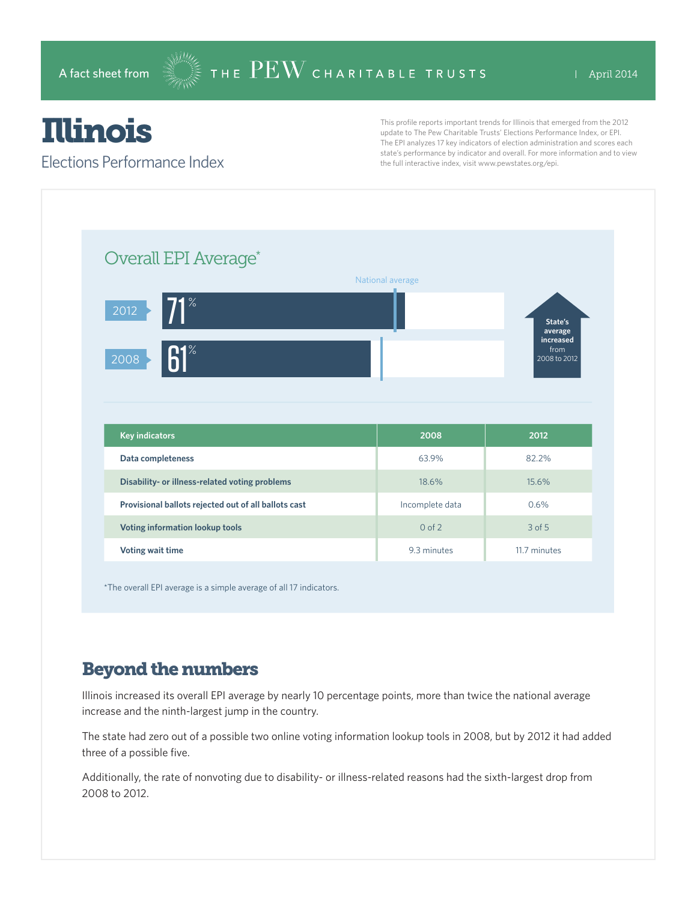A fact sheet from THE PEW CHARITABLE TRUSTS | April 2014

# Illinois

## Elections Performance Index

This profile reports important trends for Illinois that emerged from the 2012 update to The Pew Charitable Trusts' Elections Performance Index, or EPI. The EPI analyzes 17 key indicators of election administration and scores each state's performance by indicator and overall. For more information and to view the full interactive index, visit www.pewstates.org/epi.

### Overall EPI Average*

National average

2012: 71%

2008: 61%

State's average increased from 2008 to 2012

| Key indicators | 2008 | 2012 |
|---|---|---|
| Data completeness | 63.9% | 82.2% |
| Disability- or illness-related voting problems | 18.6% | 15.6% |
| Provisional ballots rejected out of all ballots cast | Incomplete data | 0.6% |
| Voting information lookup tools | 0 of 2 | 3 of 5 |
| Voting wait time | 9.3 minutes | 11.7 minutes |

*The overall EPI average is a simple average of all 17 indicators.

## Beyond the numbers

Illinois increased its overall EPI average by nearly 10 percentage points, more than twice the national average increase and the ninth-largest jump in the country.

The state had zero out of a possible two online voting information lookup tools in 2008, but by 2012 it had added three of a possible five.

Additionally, the rate of nonvoting due to disability- or illness-related reasons had the sixth-largest drop from 2008 to 2012.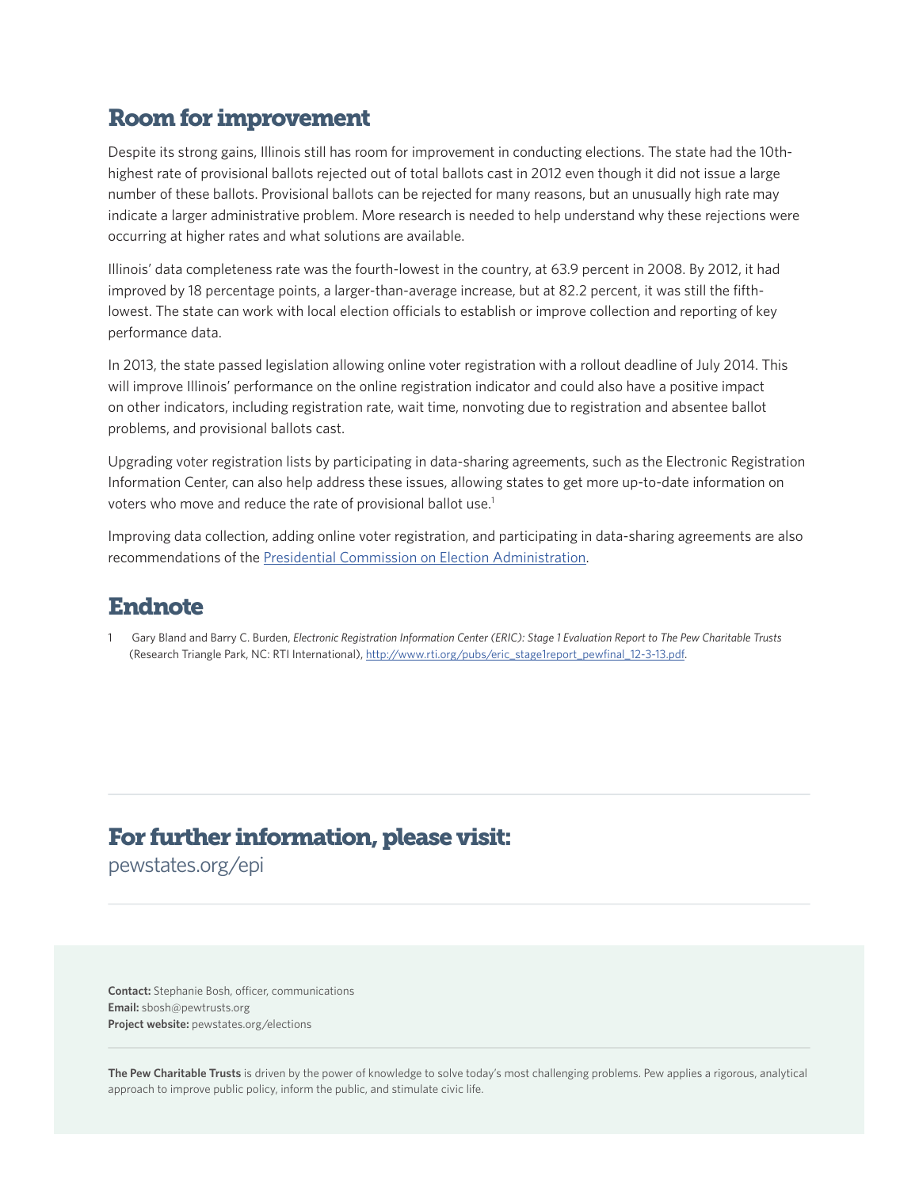## Room for improvement

Despite its strong gains, Illinois still has room for improvement in conducting elections. The state had the 10th-highest rate of provisional ballots rejected out of total ballots cast in 2012 even though it did not issue a large number of these ballots. Provisional ballots can be rejected for many reasons, but an unusually high rate may indicate a larger administrative problem. More research is needed to help understand why these rejections were occurring at higher rates and what solutions are available.

Illinois' data completeness rate was the fourth-lowest in the country, at 63.9 percent in 2008. By 2012, it had improved by 18 percentage points, a larger-than-average increase, but at 82.2 percent, it was still the fifth-lowest. The state can work with local election officials to establish or improve collection and reporting of key performance data.

In 2013, the state passed legislation allowing online voter registration with a rollout deadline of July 2014. This will improve Illinois' performance on the online registration indicator and could also have a positive impact on other indicators, including registration rate, wait time, nonvoting due to registration and absentee ballot problems, and provisional ballots cast.

Upgrading voter registration lists by participating in data-sharing agreements, such as the Electronic Registration Information Center, can also help address these issues, allowing states to get more up-to-date information on voters who move and reduce the rate of provisional ballot use.[1]

Improving data collection, adding online voter registration, and participating in data-sharing agreements are also recommendations of the [Presidential Commission on Election Administration](https://www.supportthevoter.gov/).

## Endnote

1 Gary Bland and Barry C. Burden, *Electronic Registration Information Center (ERIC): Stage 1 Evaluation Report to The Pew Charitable Trusts* (Research Triangle Park, NC: RTI International), http://www.rti.org/pubs/eric_stage1report_pewfinal_12-3-13.pdf.

## For further information, please visit:

pewstates.org/epi

**Contact:** Stephanie Bosh, officer, communications
**Email:** sbosh@pewtrusts.org
**Project website:** pewstates.org/elections

**The Pew Charitable Trusts** is driven by the power of knowledge to solve today's most challenging problems. Pew applies a rigorous, analytical approach to improve public policy, inform the public, and stimulate civic life.